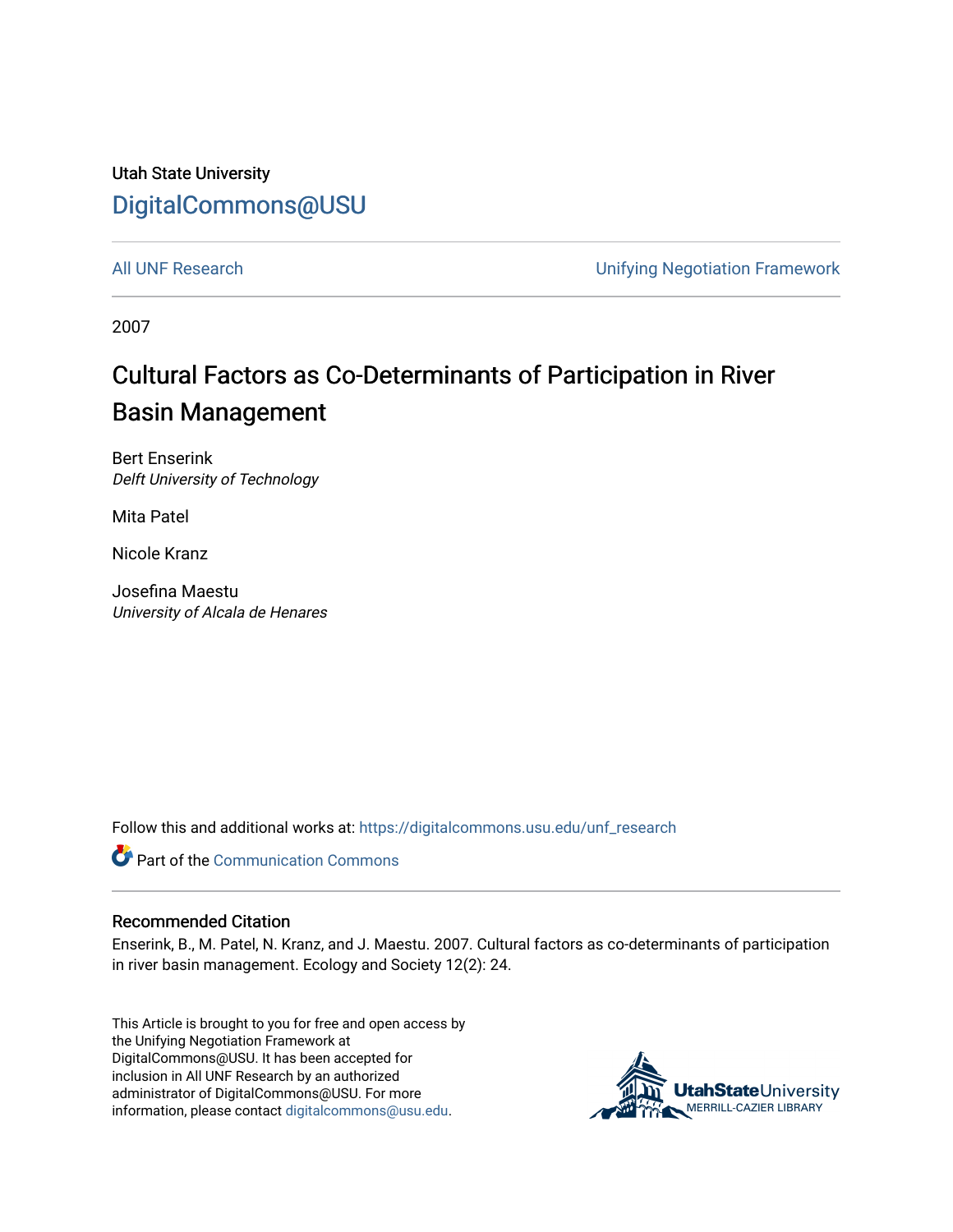Utah State University

DigitalCommons@USU

All UNF Research | Unifying Negotiation Framework

2007

# Cultural Factors as Co-Determinants of Participation in River Basin Management

Bert Enserink
*Delft University of Technology*

Mita Patel

Nicole Kranz

Josefina Maestu
*University of Alcala de Henares*

Follow this and additional works at: https://digitalcommons.usu.edu/unf_research

Part of the Communication Commons

## Recommended Citation

Enserink, B., M. Patel, N. Kranz, and J. Maestu. 2007. Cultural factors as co-determinants of participation in river basin management. Ecology and Society 12(2): 24.

This Article is brought to you for free and open access by the Unifying Negotiation Framework at DigitalCommons@USU. It has been accepted for inclusion in All UNF Research by an authorized administrator of DigitalCommons@USU. For more information, please contact digitalcommons@usu.edu.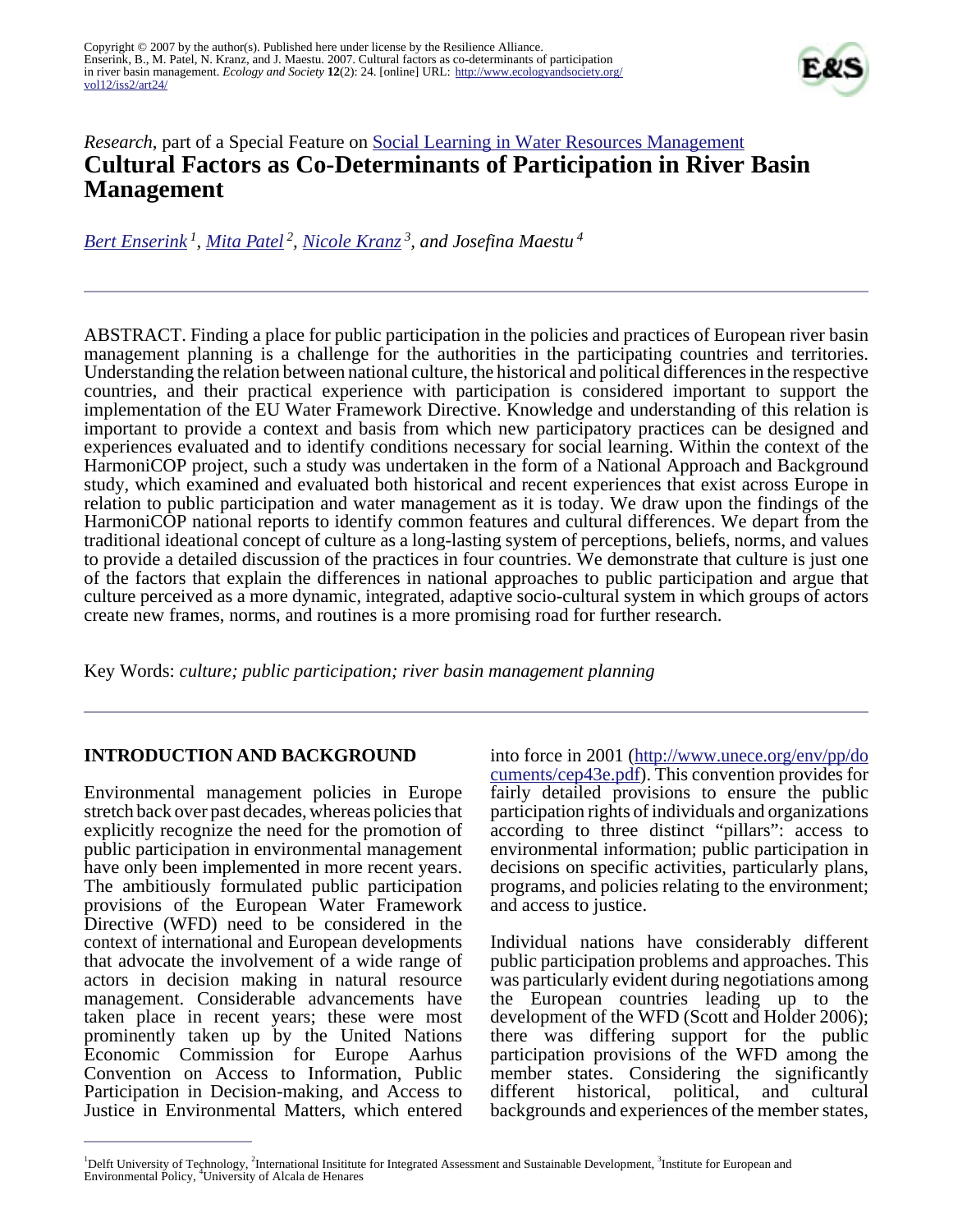*Research*, part of a Special Feature on Social Learning in Water Resources Management

# Cultural Factors as Co-Determinants of Participation in River Basin Management

Bert Enserink[1], Mita Patel[2], Nicole Kranz[3], and Josefina Maestu[4]

ABSTRACT. Finding a place for public participation in the policies and practices of European river basin management planning is a challenge for the authorities in the participating countries and territories. Understanding the relation between national culture, the historical and political differences in the respective countries, and their practical experience with participation is considered important to support the implementation of the EU Water Framework Directive. Knowledge and understanding of this relation is important to provide a context and basis from which new participatory practices can be designed and experiences evaluated and to identify conditions necessary for social learning. Within the context of the HarmoniCOP project, such a study was undertaken in the form of a National Approach and Background study, which examined and evaluated both historical and recent experiences that exist across Europe in relation to public participation and water management as it is today. We draw upon the findings of the HarmoniCOP national reports to identify common features and cultural differences. We depart from the traditional ideational concept of culture as a long-lasting system of perceptions, beliefs, norms, and values to provide a detailed discussion of the practices in four countries. We demonstrate that culture is just one of the factors that explain the differences in national approaches to public participation and argue that culture perceived as a more dynamic, integrated, adaptive socio-cultural system in which groups of actors create new frames, norms, and routines is a more promising road for further research.

Key Words: *culture; public participation; river basin management planning*

## INTRODUCTION AND BACKGROUND

Environmental management policies in Europe stretch back over past decades, whereas policies that explicitly recognize the need for the promotion of public participation in environmental management have only been implemented in more recent years. The ambitiously formulated public participation provisions of the European Water Framework Directive (WFD) need to be considered in the context of international and European developments that advocate the involvement of a wide range of actors in decision making in natural resource management. Considerable advancements have taken place in recent years; these were most prominently taken up by the United Nations Economic Commission for Europe Aarhus Convention on Access to Information, Public Participation in Decision-making, and Access to Justice in Environmental Matters, which entered into force in 2001 (http://www.unece.org/env/pp/documents/cep43e.pdf). This convention provides for fairly detailed provisions to ensure the public participation rights of individuals and organizations according to three distinct "pillars": access to environmental information; public participation in decisions on specific activities, particularly plans, programs, and policies relating to the environment; and access to justice.

Individual nations have considerably different public participation problems and approaches. This was particularly evident during negotiations among the European countries leading up to the development of the WFD (Scott and Holder 2006); there was differing support for the public participation provisions of the WFD among the member states. Considering the significantly different historical, political, and cultural backgrounds and experiences of the member states,

[1]Delft University of Technology, [2]International Insititute for Integrated Assessment and Sustainable Development, [3]Institute for European and Environmental Policy, [4]University of Alcala de Henares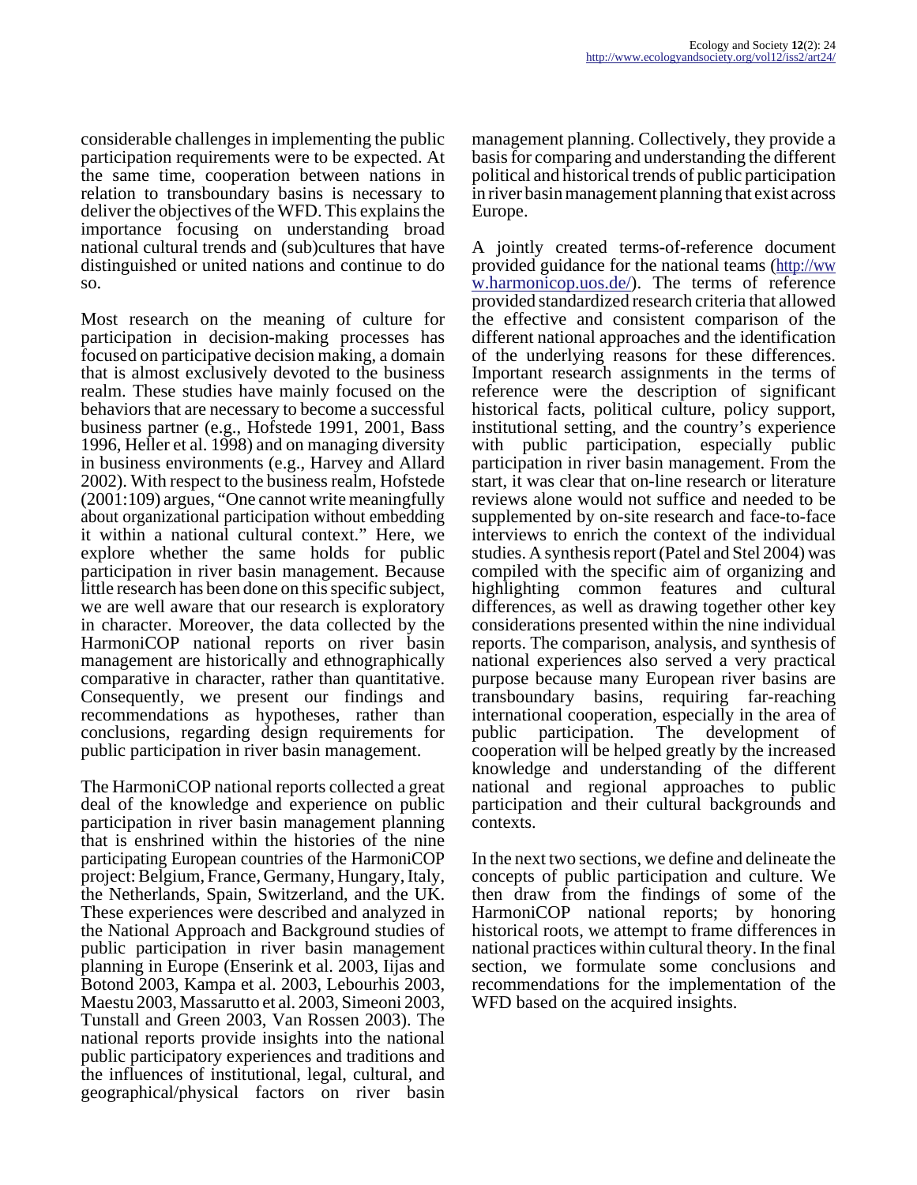considerable challenges in implementing the public participation requirements were to be expected. At the same time, cooperation between nations in relation to transboundary basins is necessary to deliver the objectives of the WFD. This explains the importance focusing on understanding broad national cultural trends and (sub)cultures that have distinguished or united nations and continue to do so.

Most research on the meaning of culture for participation in decision-making processes has focused on participative decision making, a domain that is almost exclusively devoted to the business realm. These studies have mainly focused on the behaviors that are necessary to become a successful business partner (e.g., Hofstede 1991, 2001, Bass 1996, Heller et al. 1998) and on managing diversity in business environments (e.g., Harvey and Allard 2002). With respect to the business realm, Hofstede (2001:109) argues, "One cannot write meaningfully about organizational participation without embedding it within a national cultural context." Here, we explore whether the same holds for public participation in river basin management. Because little research has been done on this specific subject, we are well aware that our research is exploratory in character. Moreover, the data collected by the HarmoniCOP national reports on river basin management are historically and ethnographically comparative in character, rather than quantitative. Consequently, we present our findings and recommendations as hypotheses, rather than conclusions, regarding design requirements for public participation in river basin management.

The HarmoniCOP national reports collected a great deal of the knowledge and experience on public participation in river basin management planning that is enshrined within the histories of the nine participating European countries of the HarmoniCOP project: Belgium, France, Germany, Hungary, Italy, the Netherlands, Spain, Switzerland, and the UK. These experiences were described and analyzed in the National Approach and Background studies of public participation in river basin management planning in Europe (Enserink et al. 2003, Iijas and Botond 2003, Kampa et al. 2003, Lebourhis 2003, Maestu 2003, Massarutto et al. 2003, Simeoni 2003, Tunstall and Green 2003, Van Rossen 2003). The national reports provide insights into the national public participatory experiences and traditions and the influences of institutional, legal, cultural, and geographical/physical factors on river basin management planning. Collectively, they provide a basis for comparing and understanding the different political and historical trends of public participation in river basin management planning that exist across Europe.

A jointly created terms-of-reference document provided guidance for the national teams (http://www.harmonicop.uos.de/). The terms of reference provided standardized research criteria that allowed the effective and consistent comparison of the different national approaches and the identification of the underlying reasons for these differences. Important research assignments in the terms of reference were the description of significant historical facts, political culture, policy support, institutional setting, and the country's experience with public participation, especially public participation in river basin management. From the start, it was clear that on-line research or literature reviews alone would not suffice and needed to be supplemented by on-site research and face-to-face interviews to enrich the context of the individual studies. A synthesis report (Patel and Stel 2004) was compiled with the specific aim of organizing and highlighting common features and cultural differences, as well as drawing together other key considerations presented within the nine individual reports. The comparison, analysis, and synthesis of national experiences also served a very practical purpose because many European river basins are transboundary basins, requiring far-reaching international cooperation, especially in the area of public participation. The development of cooperation will be helped greatly by the increased knowledge and understanding of the different national and regional approaches to public participation and their cultural backgrounds and contexts.

In the next two sections, we define and delineate the concepts of public participation and culture. We then draw from the findings of some of the HarmoniCOP national reports; by honoring historical roots, we attempt to frame differences in national practices within cultural theory. In the final section, we formulate some conclusions and recommendations for the implementation of the WFD based on the acquired insights.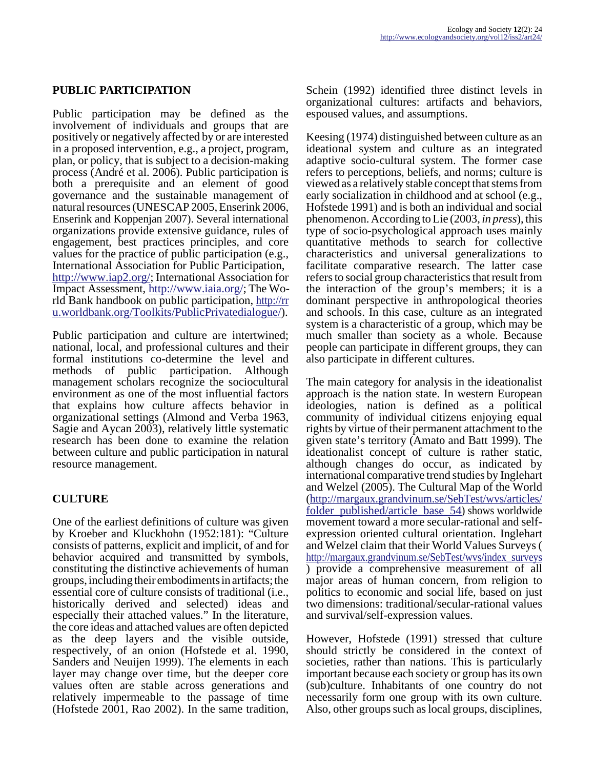## PUBLIC PARTICIPATION

Public participation may be defined as the involvement of individuals and groups that are positively or negatively affected by or are interested in a proposed intervention, e.g., a project, program, plan, or policy, that is subject to a decision-making process (André et al. 2006). Public participation is both a prerequisite and an element of good governance and the sustainable management of natural resources (UNESCAP 2005, Enserink 2006, Enserink and Koppenjan 2007). Several international organizations provide extensive guidance, rules of engagement, best practices principles, and core values for the practice of public participation (e.g., International Association for Public Participation, http://www.iap2.org/; International Association for Impact Assessment, http://www.iaia.org/; The World Bank handbook on public participation, http://rru.worldbank.org/Toolkits/PublicPrivatedialogue/).

Public participation and culture are intertwined; national, local, and professional cultures and their formal institutions co-determine the level and methods of public participation. Although management scholars recognize the sociocultural environment as one of the most influential factors that explains how culture affects behavior in organizational settings (Almond and Verba 1963, Sagie and Aycan 2003), relatively little systematic research has been done to examine the relation between culture and public participation in natural resource management.

## CULTURE

One of the earliest definitions of culture was given by Kroeber and Kluckhohn (1952:181): "Culture consists of patterns, explicit and implicit, of and for behavior acquired and transmitted by symbols, constituting the distinctive achievements of human groups, including their embodiments in artifacts; the essential core of culture consists of traditional (i.e., historically derived and selected) ideas and especially their attached values." In the literature, the core ideas and attached values are often depicted as the deep layers and the visible outside, respectively, of an onion (Hofstede et al. 1990, Sanders and Neuijen 1999). The elements in each layer may change over time, but the deeper core values often are stable across generations and relatively impermeable to the passage of time (Hofstede 2001, Rao 2002). In the same tradition, Schein (1992) identified three distinct levels in organizational cultures: artifacts and behaviors, espoused values, and assumptions.

Keesing (1974) distinguished between culture as an ideational system and culture as an integrated adaptive socio-cultural system. The former case refers to perceptions, beliefs, and norms; culture is viewed as a relatively stable concept that stems from early socialization in childhood and at school (e.g., Hofstede 1991) and is both an individual and social phenomenon. According to Lie (2003, *in press*), this type of socio-psychological approach uses mainly quantitative methods to search for collective characteristics and universal generalizations to facilitate comparative research. The latter case refers to social group characteristics that result from the interaction of the group's members; it is a dominant perspective in anthropological theories and schools. In this case, culture as an integrated system is a characteristic of a group, which may be much smaller than society as a whole. Because people can participate in different groups, they can also participate in different cultures.

The main category for analysis in the ideationalist approach is the nation state. In western European ideologies, nation is defined as a political community of individual citizens enjoying equal rights by virtue of their permanent attachment to the given state's territory (Amato and Batt 1999). The ideationalist concept of culture is rather static, although changes do occur, as indicated by international comparative trend studies by Inglehart and Welzel (2005). The Cultural Map of the World (http://margaux.grandvinum.se/SebTest/wvs/articles/folder_published/article_base_54) shows worldwide movement toward a more secular-rational and self-expression oriented cultural orientation. Inglehart and Welzel claim that their World Values Surveys (http://margaux.grandvinum.se/SebTest/wvs/index_surveys) provide a comprehensive measurement of all major areas of human concern, from religion to politics to economic and social life, based on just two dimensions: traditional/secular-rational values and survival/self-expression values.

However, Hofstede (1991) stressed that culture should strictly be considered in the context of societies, rather than nations. This is particularly important because each society or group has its own (sub)culture. Inhabitants of one country do not necessarily form one group with its own culture. Also, other groups such as local groups, disciplines,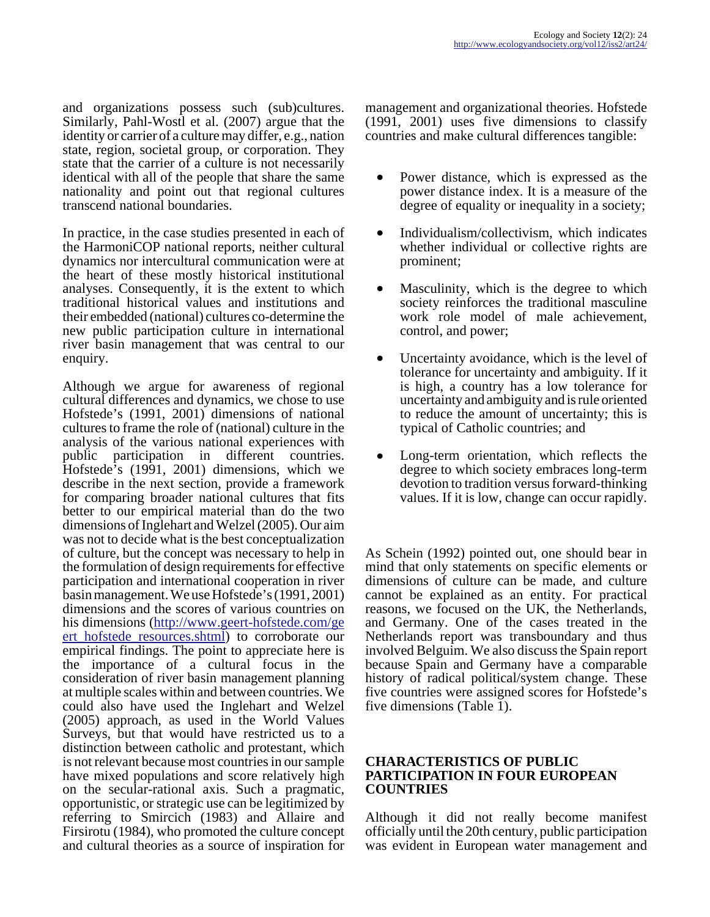and organizations possess such (sub)cultures. Similarly, Pahl-Wostl et al. (2007) argue that the identity or carrier of a culture may differ, e.g., nation state, region, societal group, or corporation. They state that the carrier of a culture is not necessarily identical with all of the people that share the same nationality and point out that regional cultures transcend national boundaries.

In practice, in the case studies presented in each of the HarmoniCOP national reports, neither cultural dynamics nor intercultural communication were at the heart of these mostly historical institutional analyses. Consequently, it is the extent to which traditional historical values and institutions and their embedded (national) cultures co-determine the new public participation culture in international river basin management that was central to our enquiry.

Although we argue for awareness of regional cultural differences and dynamics, we chose to use Hofstede's (1991, 2001) dimensions of national cultures to frame the role of (national) culture in the analysis of the various national experiences with public participation in different countries. Hofstede's (1991, 2001) dimensions, which we describe in the next section, provide a framework for comparing broader national cultures that fits better to our empirical material than do the two dimensions of Inglehart and Welzel (2005). Our aim was not to decide what is the best conceptualization of culture, but the concept was necessary to help in the formulation of design requirements for effective participation and international cooperation in river basin management. We use Hofstede's (1991, 2001) dimensions and the scores of various countries on his dimensions (http://www.geert-hofstede.com/geert_hofstede_resources.shtml) to corroborate our empirical findings. The point to appreciate here is the importance of a cultural focus in the consideration of river basin management planning at multiple scales within and between countries. We could also have used the Inglehart and Welzel (2005) approach, as used in the World Values Surveys, but that would have restricted us to a distinction between catholic and protestant, which is not relevant because most countries in our sample have mixed populations and score relatively high on the secular-rational axis. Such a pragmatic, opportunistic, or strategic use can be legitimized by referring to Smircich (1983) and Allaire and Firsirotu (1984), who promoted the culture concept and cultural theories as a source of inspiration for management and organizational theories. Hofstede (1991, 2001) uses five dimensions to classify countries and make cultural differences tangible:

- Power distance, which is expressed as the power distance index. It is a measure of the degree of equality or inequality in a society;
- Individualism/collectivism, which indicates whether individual or collective rights are prominent;
- Masculinity, which is the degree to which society reinforces the traditional masculine work role model of male achievement, control, and power;
- Uncertainty avoidance, which is the level of tolerance for uncertainty and ambiguity. If it is high, a country has a low tolerance for uncertainty and ambiguity and is rule oriented to reduce the amount of uncertainty; this is typical of Catholic countries; and
- Long-term orientation, which reflects the degree to which society embraces long-term devotion to tradition versus forward-thinking values. If it is low, change can occur rapidly.

As Schein (1992) pointed out, one should bear in mind that only statements on specific elements or dimensions of culture can be made, and culture cannot be explained as an entity. For practical reasons, we focused on the UK, the Netherlands, and Germany. One of the cases treated in the Netherlands report was transboundary and thus involved Belguim. We also discuss the Spain report because Spain and Germany have a comparable history of radical political/system change. These five countries were assigned scores for Hofstede's five dimensions (Table 1).

## CHARACTERISTICS OF PUBLIC PARTICIPATION IN FOUR EUROPEAN COUNTRIES

Although it did not really become manifest officially until the 20th century, public participation was evident in European water management and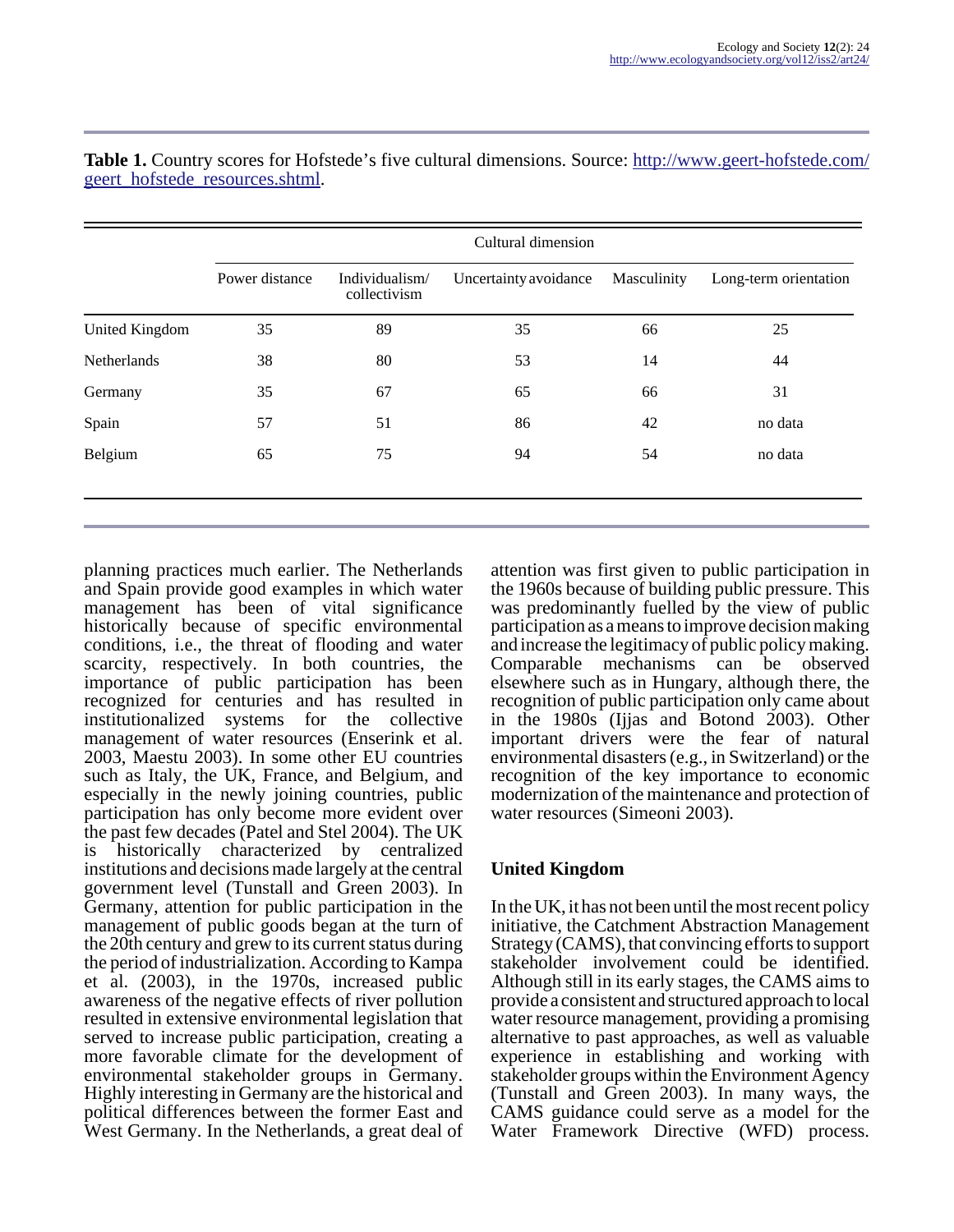**Table 1.** Country scores for Hofstede's five cultural dimensions. Source: http://www.geert-hofstede.com/geert_hofstede_resources.shtml.

| | Cultural dimension | | | | |
|---|---|---|---|---|---|
| | Power distance | Individualism/ collectivism | Uncertainty avoidance | Masculinity | Long-term orientation |
| United Kingdom | 35 | 89 | 35 | 66 | 25 |
| Netherlands | 38 | 80 | 53 | 14 | 44 |
| Germany | 35 | 67 | 65 | 66 | 31 |
| Spain | 57 | 51 | 86 | 42 | no data |
| Belgium | 65 | 75 | 94 | 54 | no data |

planning practices much earlier. The Netherlands and Spain provide good examples in which water management has been of vital significance historically because of specific environmental conditions, i.e., the threat of flooding and water scarcity, respectively. In both countries, the importance of public participation has been recognized for centuries and has resulted in institutionalized systems for the collective management of water resources (Enserink et al. 2003, Maestu 2003). In some other EU countries such as Italy, the UK, France, and Belgium, and especially in the newly joining countries, public participation has only become more evident over the past few decades (Patel and Stel 2004). The UK is historically characterized by centralized institutions and decisions made largely at the central government level (Tunstall and Green 2003). In Germany, attention for public participation in the management of public goods began at the turn of the 20th century and grew to its current status during the period of industrialization. According to Kampa et al. (2003), in the 1970s, increased public awareness of the negative effects of river pollution resulted in extensive environmental legislation that served to increase public participation, creating a more favorable climate for the development of environmental stakeholder groups in Germany. Highly interesting in Germany are the historical and political differences between the former East and West Germany. In the Netherlands, a great deal of attention was first given to public participation in the 1960s because of building public pressure. This was predominantly fuelled by the view of public participation as a means to improve decision making and increase the legitimacy of public policy making. Comparable mechanisms can be observed elsewhere such as in Hungary, although there, the recognition of public participation only came about in the 1980s (Ijjas and Botond 2003). Other important drivers were the fear of natural environmental disasters (e.g., in Switzerland) or the recognition of the key importance to economic modernization of the maintenance and protection of water resources (Simeoni 2003).

## United Kingdom

In the UK, it has not been until the most recent policy initiative, the Catchment Abstraction Management Strategy (CAMS), that convincing efforts to support stakeholder involvement could be identified. Although still in its early stages, the CAMS aims to provide a consistent and structured approach to local water resource management, providing a promising alternative to past approaches, as well as valuable experience in establishing and working with stakeholder groups within the Environment Agency (Tunstall and Green 2003). In many ways, the CAMS guidance could serve as a model for the Water Framework Directive (WFD) process.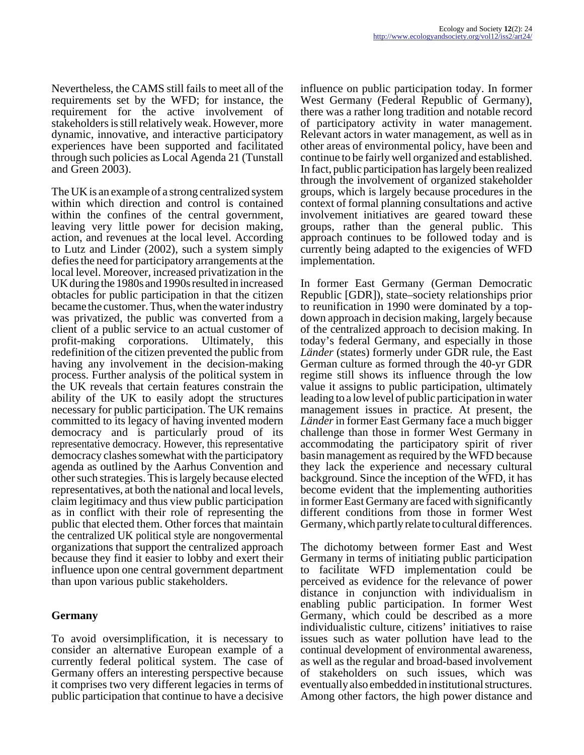Nevertheless, the CAMS still fails to meet all of the requirements set by the WFD; for instance, the requirement for the active involvement of stakeholders is still relatively weak. However, more dynamic, innovative, and interactive participatory experiences have been supported and facilitated through such policies as Local Agenda 21 (Tunstall and Green 2003).

The UK is an example of a strong centralized system within which direction and control is contained within the confines of the central government, leaving very little power for decision making, action, and revenues at the local level. According to Lutz and Linder (2002), such a system simply defies the need for participatory arrangements at the local level. Moreover, increased privatization in the UK during the 1980s and 1990s resulted in increased obtacles for public participation in that the citizen became the customer. Thus, when the water industry was privatized, the public was converted from a client of a public service to an actual customer of profit-making corporations. Ultimately, this redefinition of the citizen prevented the public from having any involvement in the decision-making process. Further analysis of the political system in the UK reveals that certain features constrain the ability of the UK to easily adopt the structures necessary for public participation. The UK remains committed to its legacy of having invented modern democracy and is particularly proud of its representative democracy. However, this representative democracy clashes somewhat with the participatory agenda as outlined by the Aarhus Convention and other such strategies. This is largely because elected representatives, at both the national and local levels, claim legitimacy and thus view public participation as in conflict with their role of representing the public that elected them. Other forces that maintain the centralized UK political style are nongovermental organizations that support the centralized approach because they find it easier to lobby and exert their influence upon one central government department than upon various public stakeholders.

## Germany

To avoid oversimplification, it is necessary to consider an alternative European example of a currently federal political system. The case of Germany offers an interesting perspective because it comprises two very different legacies in terms of public participation that continue to have a decisive influence on public participation today. In former West Germany (Federal Republic of Germany), there was a rather long tradition and notable record of participatory activity in water management. Relevant actors in water management, as well as in other areas of environmental policy, have been and continue to be fairly well organized and established. In fact, public participation has largely been realized through the involvement of organized stakeholder groups, which is largely because procedures in the context of formal planning consultations and active involvement initiatives are geared toward these groups, rather than the general public. This approach continues to be followed today and is currently being adapted to the exigencies of WFD implementation.

In former East Germany (German Democratic Republic [GDR]), state–society relationships prior to reunification in 1990 were dominated by a top-down approach in decision making, largely because of the centralized approach to decision making. In today's federal Germany, and especially in those *Länder* (states) formerly under GDR rule, the East German culture as formed through the 40-yr GDR regime still shows its influence through the low value it assigns to public participation, ultimately leading to a low level of public participation in water management issues in practice. At present, the *Länder* in former East Germany face a much bigger challenge than those in former West Germany in accommodating the participatory spirit of river basin management as required by the WFD because they lack the experience and necessary cultural background. Since the inception of the WFD, it has become evident that the implementing authorities in former East Germany are faced with significantly different conditions from those in former West Germany, which partly relate to cultural differences.

The dichotomy between former East and West Germany in terms of initiating public participation to facilitate WFD implementation could be perceived as evidence for the relevance of power distance in conjunction with individualism in enabling public participation. In former West Germany, which could be described as a more individualistic culture, citizens' initiatives to raise issues such as water pollution have lead to the continual development of environmental awareness, as well as the regular and broad-based involvement of stakeholders on such issues, which was eventually also embedded in institutional structures. Among other factors, the high power distance and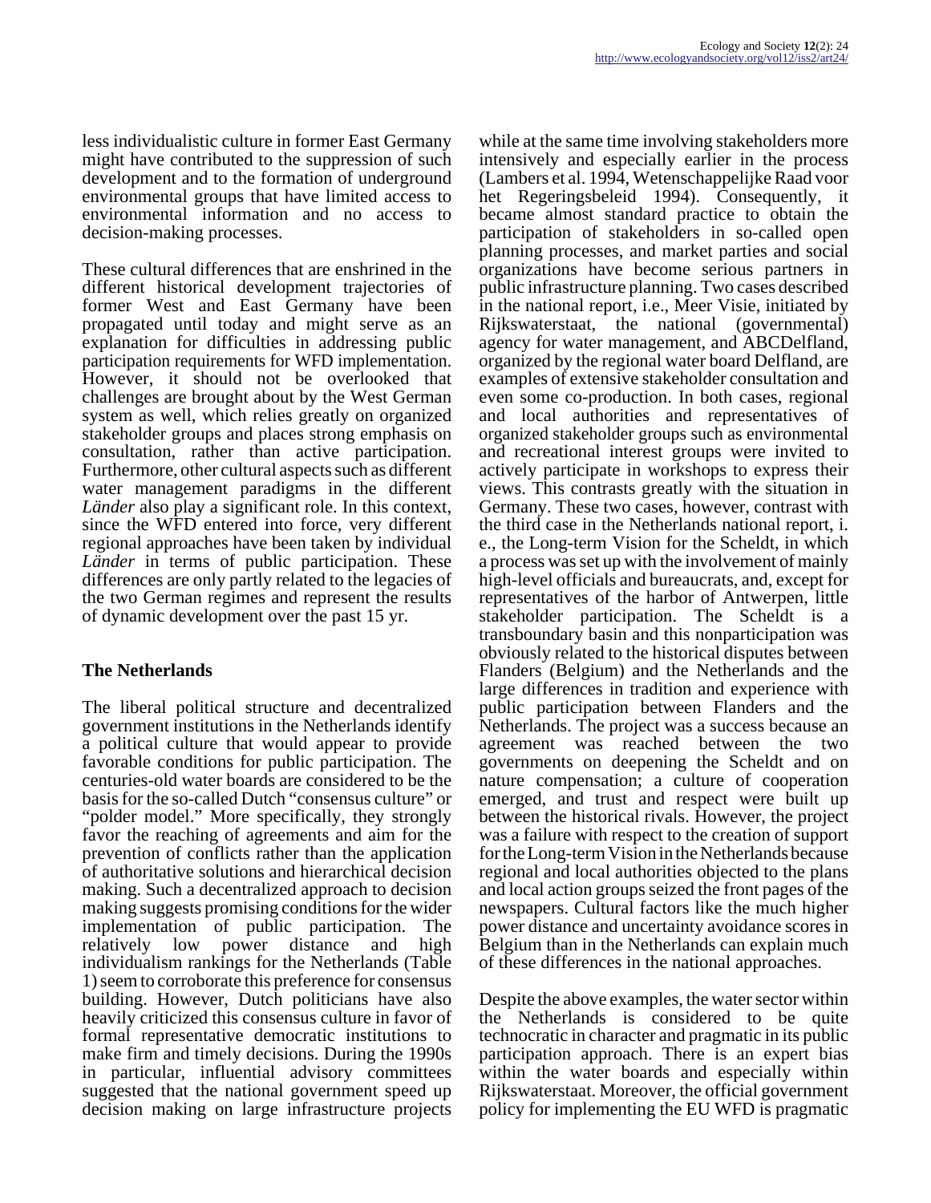less individualistic culture in former East Germany might have contributed to the suppression of such development and to the formation of underground environmental groups that have limited access to environmental information and no access to decision-making processes.

These cultural differences that are enshrined in the different historical development trajectories of former West and East Germany have been propagated until today and might serve as an explanation for difficulties in addressing public participation requirements for WFD implementation. However, it should not be overlooked that challenges are brought about by the West German system as well, which relies greatly on organized stakeholder groups and places strong emphasis on consultation, rather than active participation. Furthermore, other cultural aspects such as different water management paradigms in the different *Länder* also play a significant role. In this context, since the WFD entered into force, very different regional approaches have been taken by individual *Länder* in terms of public participation. These differences are only partly related to the legacies of the two German regimes and represent the results of dynamic development over the past 15 yr.

### The Netherlands

The liberal political structure and decentralized government institutions in the Netherlands identify a political culture that would appear to provide favorable conditions for public participation. The centuries-old water boards are considered to be the basis for the so-called Dutch "consensus culture" or "polder model." More specifically, they strongly favor the reaching of agreements and aim for the prevention of conflicts rather than the application of authoritative solutions and hierarchical decision making. Such a decentralized approach to decision making suggests promising conditions for the wider implementation of public participation. The relatively low power distance and high individualism rankings for the Netherlands (Table 1) seem to corroborate this preference for consensus building. However, Dutch politicians have also heavily criticized this consensus culture in favor of formal representative democratic institutions to make firm and timely decisions. During the 1990s in particular, influential advisory committees suggested that the national government speed up decision making on large infrastructure projects while at the same time involving stakeholders more intensively and especially earlier in the process (Lambers et al. 1994, Wetenschappelijke Raad voor het Regeringsbeleid 1994). Consequently, it became almost standard practice to obtain the participation of stakeholders in so-called open planning processes, and market parties and social organizations have become serious partners in public infrastructure planning. Two cases described in the national report, i.e., Meer Visie, initiated by Rijkswaterstaat, the national (governmental) agency for water management, and ABCDelfland, organized by the regional water board Delfland, are examples of extensive stakeholder consultation and even some co-production. In both cases, regional and local authorities and representatives of organized stakeholder groups such as environmental and recreational interest groups were invited to actively participate in workshops to express their views. This contrasts greatly with the situation in Germany. These two cases, however, contrast with the third case in the Netherlands national report, i. e., the Long-term Vision for the Scheldt, in which a process was set up with the involvement of mainly high-level officials and bureaucrats, and, except for representatives of the harbor of Antwerpen, little stakeholder participation. The Scheldt is a transboundary basin and this nonparticipation was obviously related to the historical disputes between Flanders (Belgium) and the Netherlands and the large differences in tradition and experience with public participation between Flanders and the Netherlands. The project was a success because an agreement was reached between the two governments on deepening the Scheldt and on nature compensation; a culture of cooperation emerged, and trust and respect were built up between the historical rivals. However, the project was a failure with respect to the creation of support for the Long-term Vision in the Netherlands because regional and local authorities objected to the plans and local action groups seized the front pages of the newspapers. Cultural factors like the much higher power distance and uncertainty avoidance scores in Belgium than in the Netherlands can explain much of these differences in the national approaches.

Despite the above examples, the water sector within the Netherlands is considered to be quite technocratic in character and pragmatic in its public participation approach. There is an expert bias within the water boards and especially within Rijkswaterstaat. Moreover, the official government policy for implementing the EU WFD is pragmatic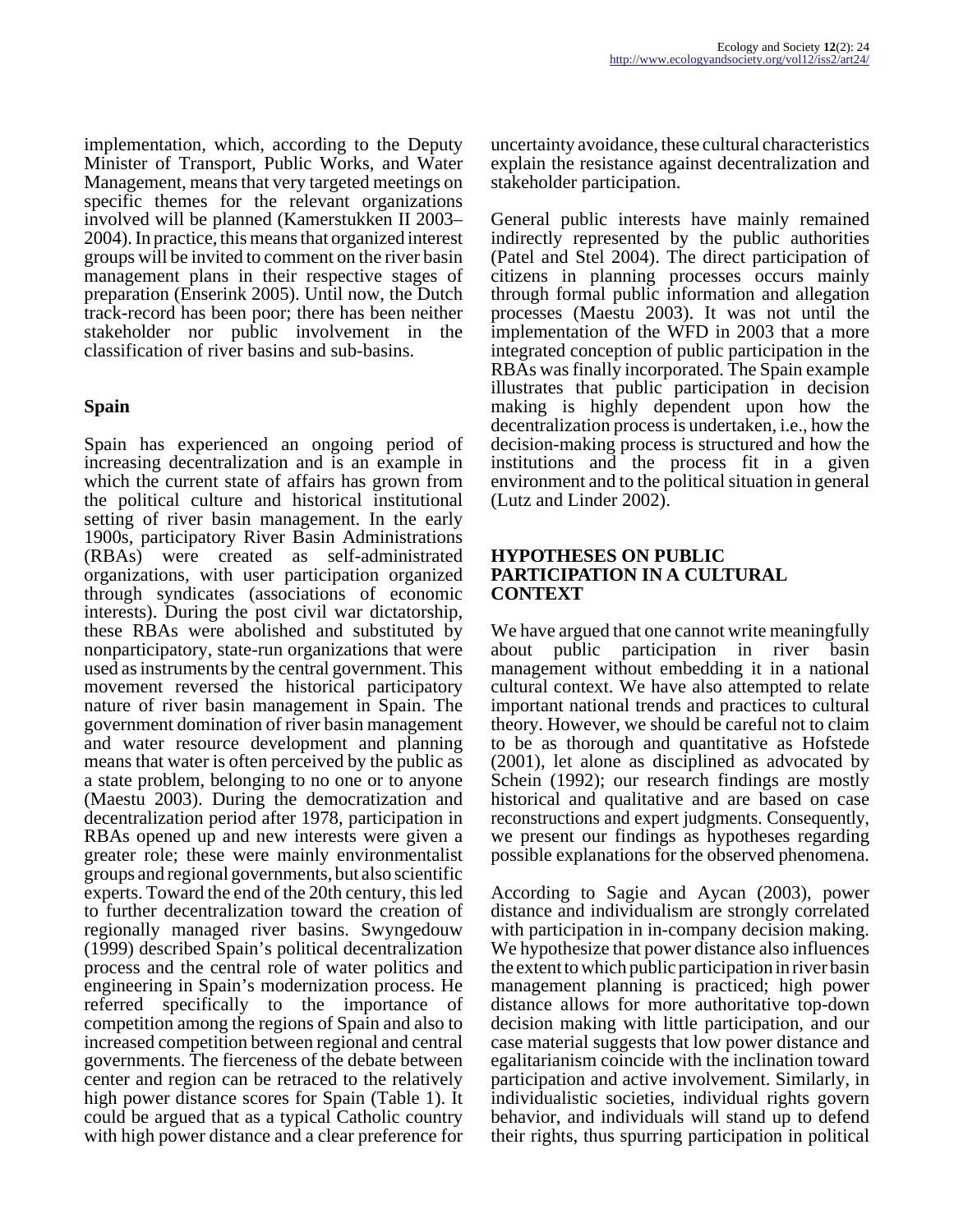implementation, which, according to the Deputy Minister of Transport, Public Works, and Water Management, means that very targeted meetings on specific themes for the relevant organizations involved will be planned (Kamerstukken II 2003–2004). In practice, this means that organized interest groups will be invited to comment on the river basin management plans in their respective stages of preparation (Enserink 2005). Until now, the Dutch track-record has been poor; there has been neither stakeholder nor public involvement in the classification of river basins and sub-basins.

## Spain

Spain has experienced an ongoing period of increasing decentralization and is an example in which the current state of affairs has grown from the political culture and historical institutional setting of river basin management. In the early 1900s, participatory River Basin Administrations (RBAs) were created as self-administrated organizations, with user participation organized through syndicates (associations of economic interests). During the post civil war dictatorship, these RBAs were abolished and substituted by nonparticipatory, state-run organizations that were used as instruments by the central government. This movement reversed the historical participatory nature of river basin management in Spain. The government domination of river basin management and water resource development and planning means that water is often perceived by the public as a state problem, belonging to no one or to anyone (Maestu 2003). During the democratization and decentralization period after 1978, participation in RBAs opened up and new interests were given a greater role; these were mainly environmentalist groups and regional governments, but also scientific experts. Toward the end of the 20th century, this led to further decentralization toward the creation of regionally managed river basins. Swyngedouw (1999) described Spain's political decentralization process and the central role of water politics and engineering in Spain's modernization process. He referred specifically to the importance of competition among the regions of Spain and also to increased competition between regional and central governments. The fierceness of the debate between center and region can be retraced to the relatively high power distance scores for Spain (Table 1). It could be argued that as a typical Catholic country with high power distance and a clear preference for uncertainty avoidance, these cultural characteristics explain the resistance against decentralization and stakeholder participation.

General public interests have mainly remained indirectly represented by the public authorities (Patel and Stel 2004). The direct participation of citizens in planning processes occurs mainly through formal public information and allegation processes (Maestu 2003). It was not until the implementation of the WFD in 2003 that a more integrated conception of public participation in the RBAs was finally incorporated. The Spain example illustrates that public participation in decision making is highly dependent upon how the decentralization process is undertaken, i.e., how the decision-making process is structured and how the institutions and the process fit in a given environment and to the political situation in general (Lutz and Linder 2002).

# HYPOTHESES ON PUBLIC PARTICIPATION IN A CULTURAL CONTEXT

We have argued that one cannot write meaningfully about public participation in river basin management without embedding it in a national cultural context. We have also attempted to relate important national trends and practices to cultural theory. However, we should be careful not to claim to be as thorough and quantitative as Hofstede (2001), let alone as disciplined as advocated by Schein (1992); our research findings are mostly historical and qualitative and are based on case reconstructions and expert judgments. Consequently, we present our findings as hypotheses regarding possible explanations for the observed phenomena.

According to Sagie and Aycan (2003), power distance and individualism are strongly correlated with participation in in-company decision making. We hypothesize that power distance also influences the extent to which public participation in river basin management planning is practiced; high power distance allows for more authoritative top-down decision making with little participation, and our case material suggests that low power distance and egalitarianism coincide with the inclination toward participation and active involvement. Similarly, in individualistic societies, individual rights govern behavior, and individuals will stand up to defend their rights, thus spurring participation in political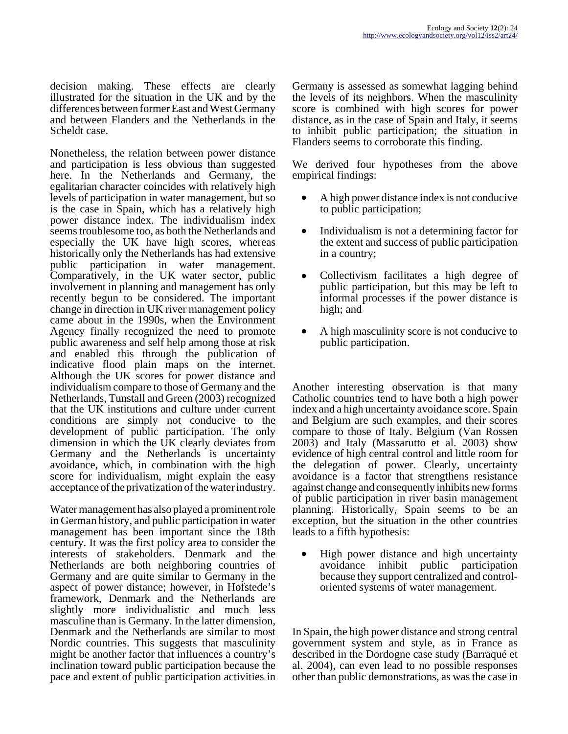decision making. These effects are clearly illustrated for the situation in the UK and by the differences between former East and West Germany and between Flanders and the Netherlands in the Scheldt case.

Nonetheless, the relation between power distance and participation is less obvious than suggested here. In the Netherlands and Germany, the egalitarian character coincides with relatively high levels of participation in water management, but so is the case in Spain, which has a relatively high power distance index. The individualism index seems troublesome too, as both the Netherlands and especially the UK have high scores, whereas historically only the Netherlands has had extensive public participation in water management. Comparatively, in the UK water sector, public involvement in planning and management has only recently begun to be considered. The important change in direction in UK river management policy came about in the 1990s, when the Environment Agency finally recognized the need to promote public awareness and self help among those at risk and enabled this through the publication of indicative flood plain maps on the internet. Although the UK scores for power distance and individualism compare to those of Germany and the Netherlands, Tunstall and Green (2003) recognized that the UK institutions and culture under current conditions are simply not conducive to the development of public participation. The only dimension in which the UK clearly deviates from Germany and the Netherlands is uncertainty avoidance, which, in combination with the high score for individualism, might explain the easy acceptance of the privatization of the water industry.

Water management has also played a prominent role in German history, and public participation in water management has been important since the 18th century. It was the first policy area to consider the interests of stakeholders. Denmark and the Netherlands are both neighboring countries of Germany and are quite similar to Germany in the aspect of power distance; however, in Hofstede's framework, Denmark and the Netherlands are slightly more individualistic and much less masculine than is Germany. In the latter dimension, Denmark and the Netherlands are similar to most Nordic countries. This suggests that masculinity might be another factor that influences a country's inclination toward public participation because the pace and extent of public participation activities in Germany is assessed as somewhat lagging behind the levels of its neighbors. When the masculinity score is combined with high scores for power distance, as in the case of Spain and Italy, it seems to inhibit public participation; the situation in Flanders seems to corroborate this finding.

We derived four hypotheses from the above empirical findings:

- A high power distance index is not conducive to public participation;
- Individualism is not a determining factor for the extent and success of public participation in a country;
- Collectivism facilitates a high degree of public participation, but this may be left to informal processes if the power distance is high; and
- A high masculinity score is not conducive to public participation.

Another interesting observation is that many Catholic countries tend to have both a high power index and a high uncertainty avoidance score. Spain and Belgium are such examples, and their scores compare to those of Italy. Belgium (Van Rossen 2003) and Italy (Massarutto et al. 2003) show evidence of high central control and little room for the delegation of power. Clearly, uncertainty avoidance is a factor that strengthens resistance against change and consequently inhibits new forms of public participation in river basin management planning. Historically, Spain seems to be an exception, but the situation in the other countries leads to a fifth hypothesis:

- High power distance and high uncertainty avoidance inhibit public participation because they support centralized and control-oriented systems of water management.

In Spain, the high power distance and strong central government system and style, as in France as described in the Dordogne case study (Barraqué et al. 2004), can even lead to no possible responses other than public demonstrations, as was the case in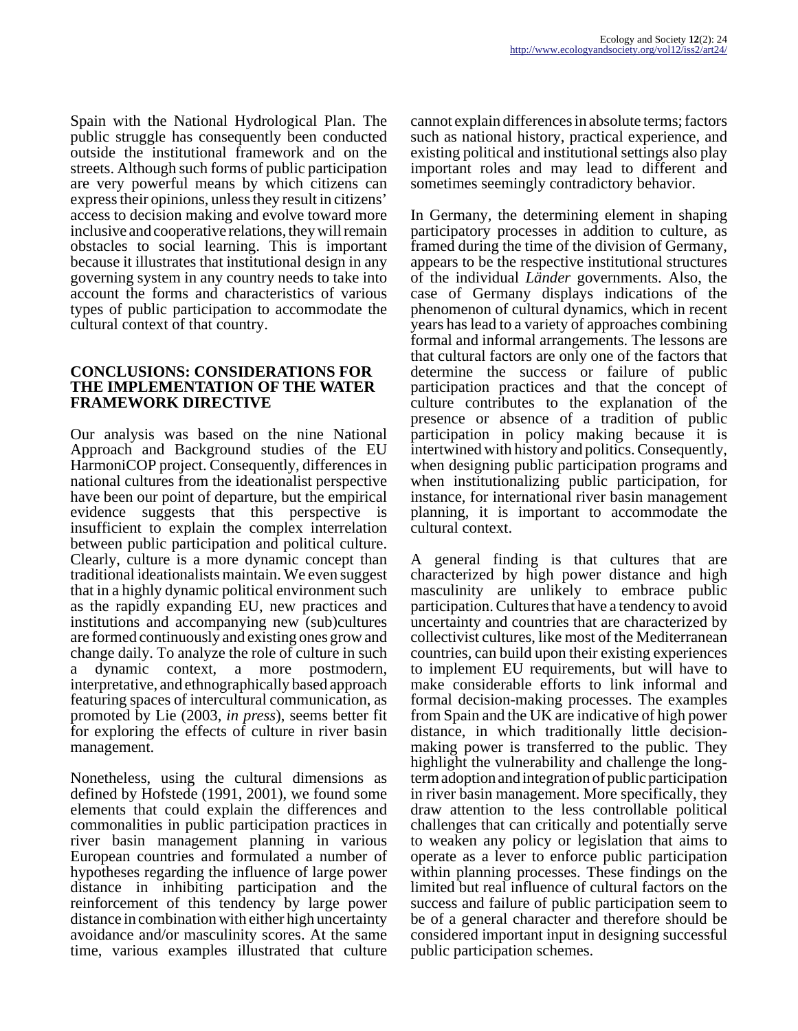Spain with the National Hydrological Plan. The public struggle has consequently been conducted outside the institutional framework and on the streets. Although such forms of public participation are very powerful means by which citizens can express their opinions, unless they result in citizens' access to decision making and evolve toward more inclusive and cooperative relations, they will remain obstacles to social learning. This is important because it illustrates that institutional design in any governing system in any country needs to take into account the forms and characteristics of various types of public participation to accommodate the cultural context of that country.

## CONCLUSIONS: CONSIDERATIONS FOR THE IMPLEMENTATION OF THE WATER FRAMEWORK DIRECTIVE

Our analysis was based on the nine National Approach and Background studies of the EU HarmoniCOP project. Consequently, differences in national cultures from the ideationalist perspective have been our point of departure, but the empirical evidence suggests that this perspective is insufficient to explain the complex interrelation between public participation and political culture. Clearly, culture is a more dynamic concept than traditional ideationalists maintain. We even suggest that in a highly dynamic political environment such as the rapidly expanding EU, new practices and institutions and accompanying new (sub)cultures are formed continuously and existing ones grow and change daily. To analyze the role of culture in such a dynamic context, a more postmodern, interpretative, and ethnographically based approach featuring spaces of intercultural communication, as promoted by Lie (2003, *in press*), seems better fit for exploring the effects of culture in river basin management.

Nonetheless, using the cultural dimensions as defined by Hofstede (1991, 2001), we found some elements that could explain the differences and commonalities in public participation practices in river basin management planning in various European countries and formulated a number of hypotheses regarding the influence of large power distance in inhibiting participation and the reinforcement of this tendency by large power distance in combination with either high uncertainty avoidance and/or masculinity scores. At the same time, various examples illustrated that culture cannot explain differences in absolute terms; factors such as national history, practical experience, and existing political and institutional settings also play important roles and may lead to different and sometimes seemingly contradictory behavior.

In Germany, the determining element in shaping participatory processes in addition to culture, as framed during the time of the division of Germany, appears to be the respective institutional structures of the individual *Länder* governments. Also, the case of Germany displays indications of the phenomenon of cultural dynamics, which in recent years has lead to a variety of approaches combining formal and informal arrangements. The lessons are that cultural factors are only one of the factors that determine the success or failure of public participation practices and that the concept of culture contributes to the explanation of the presence or absence of a tradition of public participation in policy making because it is intertwined with history and politics. Consequently, when designing public participation programs and when institutionalizing public participation, for instance, for international river basin management planning, it is important to accommodate the cultural context.

A general finding is that cultures that are characterized by high power distance and high masculinity are unlikely to embrace public participation. Cultures that have a tendency to avoid uncertainty and countries that are characterized by collectivist cultures, like most of the Mediterranean countries, can build upon their existing experiences to implement EU requirements, but will have to make considerable efforts to link informal and formal decision-making processes. The examples from Spain and the UK are indicative of high power distance, in which traditionally little decision-making power is transferred to the public. They highlight the vulnerability and challenge the long-term adoption and integration of public participation in river basin management. More specifically, they draw attention to the less controllable political challenges that can critically and potentially serve to weaken any policy or legislation that aims to operate as a lever to enforce public participation within planning processes. These findings on the limited but real influence of cultural factors on the success and failure of public participation seem to be of a general character and therefore should be considered important input in designing successful public participation schemes.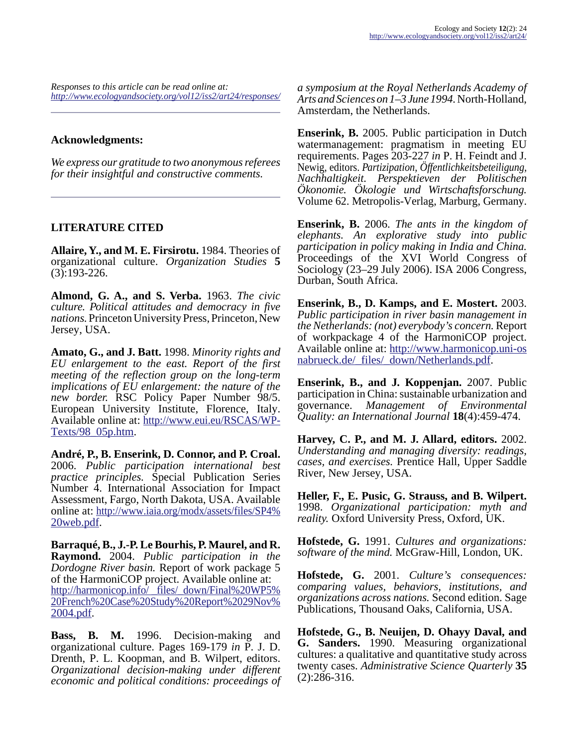*Responses to this article can be read online at:*
*http://www.ecologyandsociety.org/vol12/iss2/art24/responses/*

---

**Acknowledgments:**

*We express our gratitude to two anonymous referees for their insightful and constructive comments.*

---

## LITERATURE CITED

**Allaire, Y., and M. E. Firsirotu.** 1984. Theories of organizational culture. *Organization Studies* **5** (3):193-226.

**Almond, G. A., and S. Verba.** 1963. *The civic culture. Political attitudes and democracy in five nations.* Princeton University Press, Princeton, New Jersey, USA.

**Amato, G., and J. Batt.** 1998. *Minority rights and EU enlargement to the east. Report of the first meeting of the reflection group on the long-term implications of EU enlargement: the nature of the new border.* RSC Policy Paper Number 98/5. European University Institute, Florence, Italy. Available online at: http://www.eui.eu/RSCAS/WP-Texts/98_05p.htm.

**André, P., B. Enserink, D. Connor, and P. Croal.** 2006. *Public participation international best practice principles.* Special Publication Series Number 4. International Association for Impact Assessment, Fargo, North Dakota, USA. Available online at: http://www.iaia.org/modx/assets/files/SP4%20web.pdf.

**Barraqué, B., J.-P. Le Bourhis, P. Maurel, and R. Raymond.** 2004. *Public participation in the Dordogne River basin.* Report of work package 5 of the HarmoniCOP project. Available online at: http://harmonicop.info/_files/_down/Final%20WP5%20French%20Case%20Study%20Report%2029Nov%2004.pdf.

**Bass, B. M.** 1996. Decision-making and organizational culture. Pages 169-179 *in* P. J. D. Drenth, P. L. Koopman, and B. Wilpert, editors. *Organizational decision-making under different economic and political conditions: proceedings of a symposium at the Royal Netherlands Academy of Arts and Sciences on 1–3 June 1994.* North-Holland, Amsterdam, the Netherlands.

**Enserink, B.** 2005. Public participation in Dutch watermanagement: pragmatism in meeting EU requirements. Pages 203-227 *in* P. H. Feindt and J. Newig, editors. *Partizipation, Öffentlichkeitsbeteiligung, Nachhaltigkeit. Perspektieven der Politischen Ökonomie. Ökologie und Wirtschaftsforschung.* Volume 62. Metropolis-Verlag, Marburg, Germany.

**Enserink, B.** 2006. *The ants in the kingdom of elephants. An explorative study into public participation in policy making in India and China.* Proceedings of the XVI World Congress of Sociology (23–29 July 2006). ISA 2006 Congress, Durban, South Africa.

**Enserink, B., D. Kamps, and E. Mostert.** 2003. *Public participation in river basin management in the Netherlands: (not) everybody's concern.* Report of workpackage 4 of the HarmoniCOP project. Available online at: http://www.harmonicop.uni-osnabrueck.de/_files/_down/Netherlands.pdf.

**Enserink, B., and J. Koppenjan.** 2007. Public participation in China: sustainable urbanization and governance. *Management of Environmental Quality: an International Journal* **18**(4):459-474.

**Harvey, C. P., and M. J. Allard, editors.** 2002. *Understanding and managing diversity: readings, cases, and exercises.* Prentice Hall, Upper Saddle River, New Jersey, USA.

**Heller, F., E. Pusic, G. Strauss, and B. Wilpert.** 1998. *Organizational participation: myth and reality.* Oxford University Press, Oxford, UK.

**Hofstede, G.** 1991. *Cultures and organizations: software of the mind.* McGraw-Hill, London, UK.

**Hofstede, G.** 2001. *Culture's consequences: comparing values, behaviors, institutions, and organizations across nations.* Second edition. Sage Publications, Thousand Oaks, California, USA.

**Hofstede, G., B. Neuijen, D. Ohayy Daval, and G. Sanders.** 1990. Measuring organizational cultures: a qualitative and quantitative study across twenty cases. *Administrative Science Quarterly* **35** (2):286-316.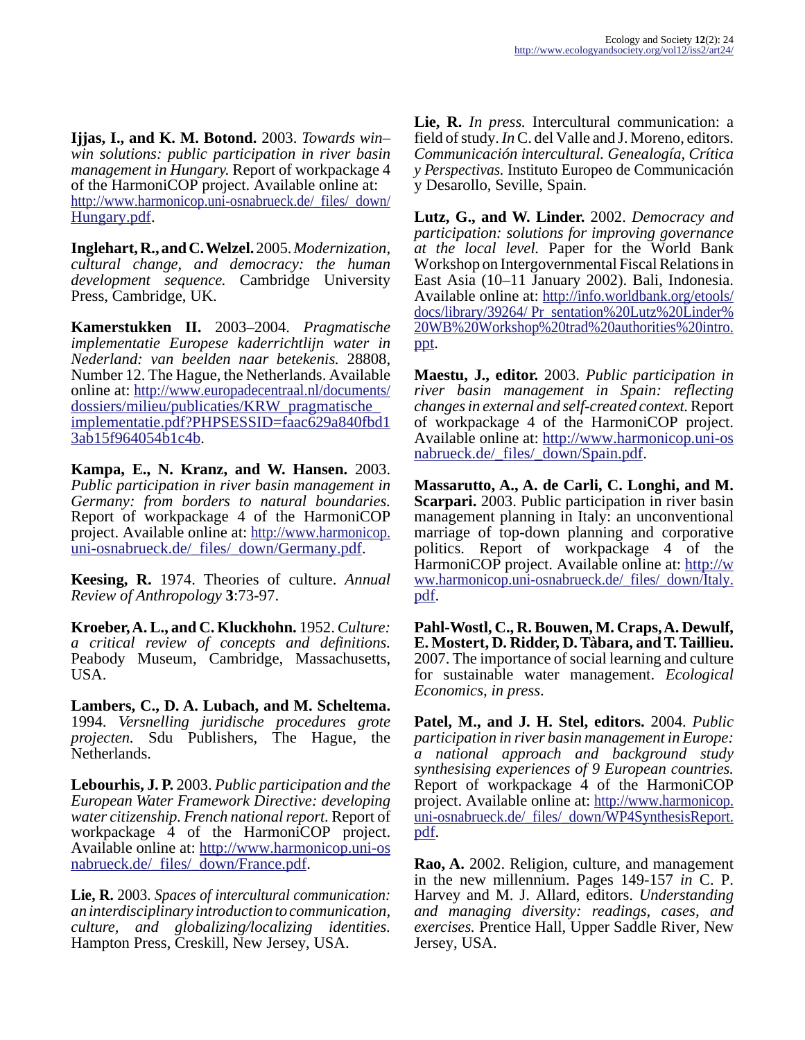**Ijjas, I., and K. M. Botond.** 2003. *Towards win–win solutions: public participation in river basin management in Hungary.* Report of workpackage 4 of the HarmoniCOP project. Available online at: http://www.harmonicop.uni-osnabrueck.de/_files/_down/Hungary.pdf.

**Inglehart, R., and C. Welzel.** 2005. *Modernization, cultural change, and democracy: the human development sequence.* Cambridge University Press, Cambridge, UK.

**Kamerstukken II.** 2003–2004. *Pragmatische implementatie Europese kaderrichtlijn water in Nederland: van beelden naar betekenis.* 28808, Number 12. The Hague, the Netherlands. Available online at: http://www.europadecentraal.nl/documents/dossiers/milieu/publicaties/KRW_pragmatische_implementatie.pdf?PHPSESSID=faac629a840fbd13ab15f964054b1c4b.

**Kampa, E., N. Kranz, and W. Hansen.** 2003. *Public participation in river basin management in Germany: from borders to natural boundaries.* Report of workpackage 4 of the HarmoniCOP project. Available online at: http://www.harmonicop.uni-osnabrueck.de/_files/_down/Germany.pdf.

**Keesing, R.** 1974. Theories of culture. *Annual Review of Anthropology* **3**:73-97.

**Kroeber, A. L., and C. Kluckhohn.** 1952. *Culture: a critical review of concepts and definitions.* Peabody Museum, Cambridge, Massachusetts, USA.

**Lambers, C., D. A. Lubach, and M. Scheltema.** 1994. *Versnelling juridische procedures grote projecten.* Sdu Publishers, The Hague, the Netherlands.

**Lebourhis, J. P.** 2003. *Public participation and the European Water Framework Directive: developing water citizenship. French national report.* Report of workpackage 4 of the HarmoniCOP project. Available online at: http://www.harmonicop.uni-osnabrueck.de/_files/_down/France.pdf.

**Lie, R.** 2003. *Spaces of intercultural communication: an interdisciplinary introduction to communication, culture, and globalizing/localizing identities.* Hampton Press, Creskill, New Jersey, USA.

**Lie, R.** *In press.* Intercultural communication: a field of study. *In* C. del Valle and J. Moreno, editors. *Communicación intercultural. Genealogía, Crítica y Perspectivas.* Instituto Europeo de Communicación y Desarollo, Seville, Spain.

**Lutz, G., and W. Linder.** 2002. *Democracy and participation: solutions for improving governance at the local level.* Paper for the World Bank Workshop on Intergovernmental Fiscal Relations in East Asia (10–11 January 2002). Bali, Indonesia. Available online at: http://info.worldbank.org/etools/docs/library/39264/Pr_sentation%20Lutz%20Linder%20WB%20Workshop%20trad%20authorities%20intro.ppt.

**Maestu, J., editor.** 2003. *Public participation in river basin management in Spain: reflecting changes in external and self-created context.* Report of workpackage 4 of the HarmoniCOP project. Available online at: http://www.harmonicop.uni-osnabrueck.de/_files/_down/Spain.pdf.

**Massarutto, A., A. de Carli, C. Longhi, and M. Scarpari.** 2003. Public participation in river basin management planning in Italy: an unconventional marriage of top-down planning and corporative politics. Report of workpackage 4 of the HarmoniCOP project. Available online at: http://www.harmonicop.uni-osnabrueck.de/_files/_down/Italy.pdf.

**Pahl-Wostl, C., R. Bouwen, M. Craps, A. Dewulf, E. Mostert, D. Ridder, D. Tàbara, and T. Taillieu.** 2007. The importance of social learning and culture for sustainable water management. *Ecological Economics, in press*.

**Patel, M., and J. H. Stel, editors.** 2004. *Public participation in river basin management in Europe: a national approach and background study synthesising experiences of 9 European countries.* Report of workpackage 4 of the HarmoniCOP project. Available online at: http://www.harmonicop.uni-osnabrueck.de/_files/_down/WP4SynthesisReport.pdf.

**Rao, A.** 2002. Religion, culture, and management in the new millennium. Pages 149-157 *in* C. P. Harvey and M. J. Allard, editors. *Understanding and managing diversity: readings, cases, and exercises.* Prentice Hall, Upper Saddle River, New Jersey, USA.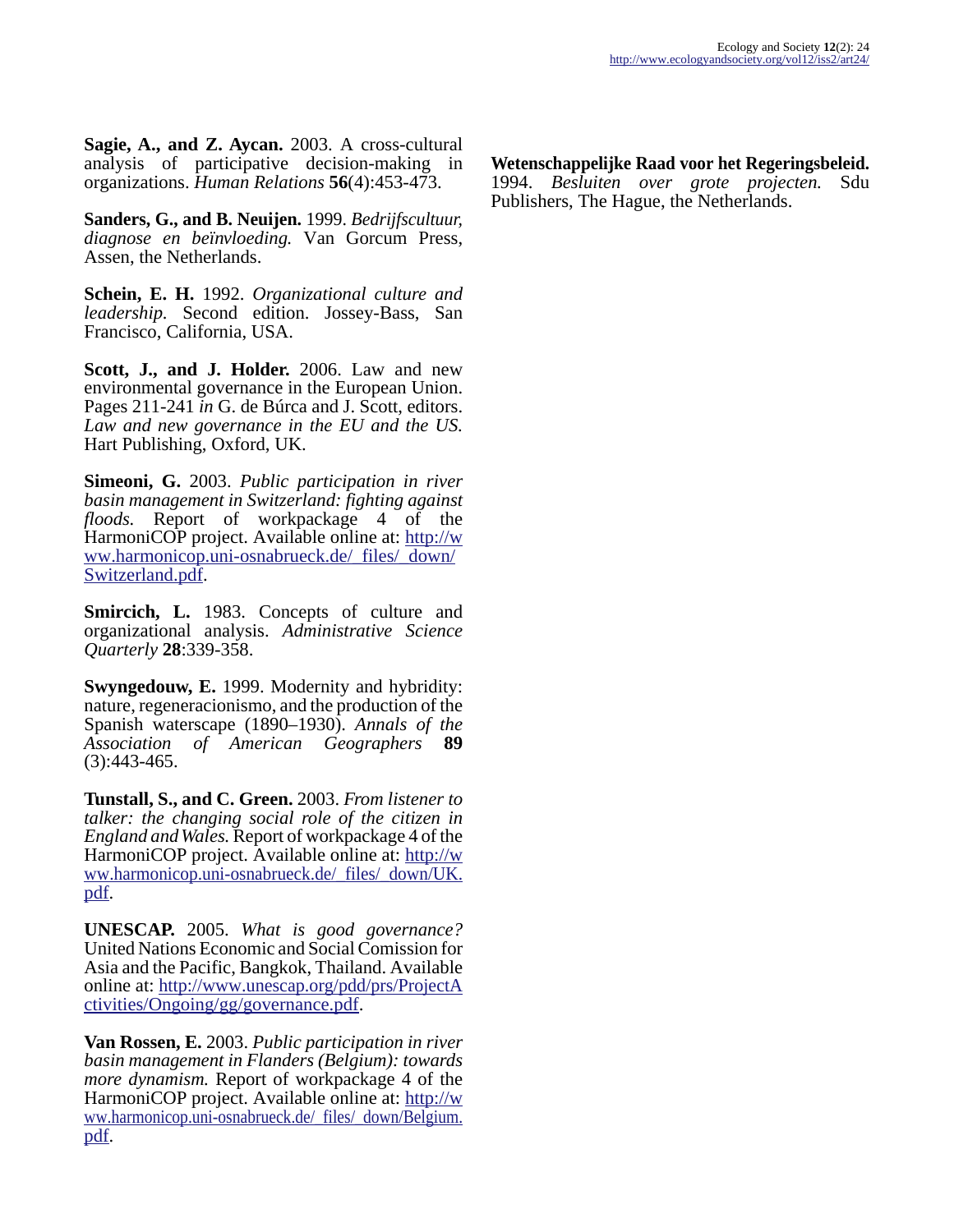**Sagie, A., and Z. Aycan.** 2003. A cross-cultural analysis of participative decision-making in organizations. *Human Relations* **56**(4):453-473.

**Sanders, G., and B. Neuijen.** 1999. *Bedrijfscultuur, diagnose en beïnvloeding.* Van Gorcum Press, Assen, the Netherlands.

**Schein, E. H.** 1992. *Organizational culture and leadership.* Second edition. Jossey-Bass, San Francisco, California, USA.

**Scott, J., and J. Holder.** 2006. Law and new environmental governance in the European Union. Pages 211-241 *in* G. de Búrca and J. Scott, editors. *Law and new governance in the EU and the US.* Hart Publishing, Oxford, UK.

**Simeoni, G.** 2003. *Public participation in river basin management in Switzerland: fighting against floods.* Report of workpackage 4 of the HarmoniCOP project. Available online at: http://www.harmonicop.uni-osnabrueck.de/_files/_down/Switzerland.pdf.

**Smircich, L.** 1983. Concepts of culture and organizational analysis. *Administrative Science Quarterly* **28**:339-358.

**Swyngedouw, E.** 1999. Modernity and hybridity: nature, regeneracionismo, and the production of the Spanish waterscape (1890–1930). *Annals of the Association of American Geographers* **89**(3):443-465.

**Tunstall, S., and C. Green.** 2003. *From listener to talker: the changing social role of the citizen in England and Wales.* Report of workpackage 4 of the HarmoniCOP project. Available online at: http://www.harmonicop.uni-osnabrueck.de/_files/_down/UK.pdf.

**UNESCAP.** 2005. *What is good governance?* United Nations Economic and Social Comission for Asia and the Pacific, Bangkok, Thailand. Available online at: http://www.unescap.org/pdd/prs/ProjectActivities/Ongoing/gg/governance.pdf.

**Van Rossen, E.** 2003. *Public participation in river basin management in Flanders (Belgium): towards more dynamism.* Report of workpackage 4 of the HarmoniCOP project. Available online at: http://www.harmonicop.uni-osnabrueck.de/_files/_down/Belgium.pdf.

**Wetenschappelijke Raad voor het Regeringsbeleid.** 1994. *Besluiten over grote projecten.* Sdu Publishers, The Hague, the Netherlands.